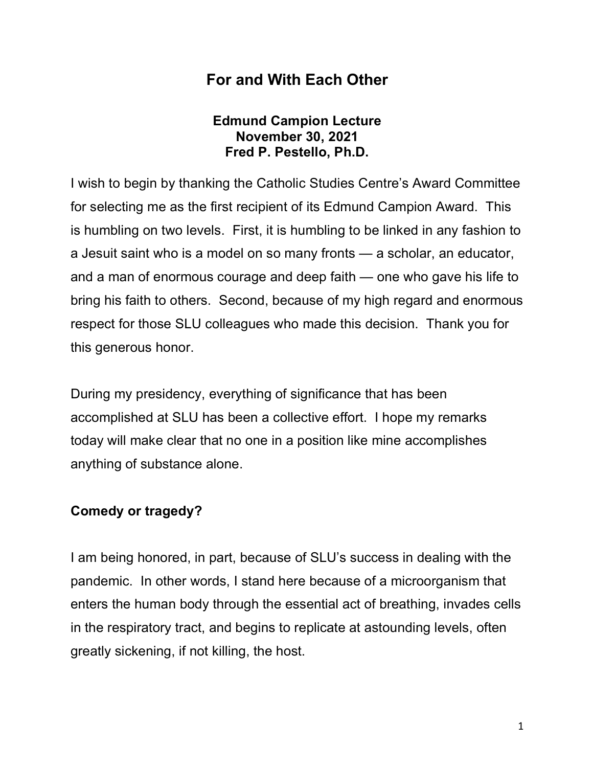# For and With Each Other

**Edmund Campion Lecture**
**November 30, 2021**
**Fred P. Pestello, Ph.D.**

I wish to begin by thanking the Catholic Studies Centre's Award Committee for selecting me as the first recipient of its Edmund Campion Award. This is humbling on two levels. First, it is humbling to be linked in any fashion to a Jesuit saint who is a model on so many fronts — a scholar, an educator, and a man of enormous courage and deep faith — one who gave his life to bring his faith to others. Second, because of my high regard and enormous respect for those SLU colleagues who made this decision. Thank you for this generous honor.

During my presidency, everything of significance that has been accomplished at SLU has been a collective effort. I hope my remarks today will make clear that no one in a position like mine accomplishes anything of substance alone.

## Comedy or tragedy?

I am being honored, in part, because of SLU's success in dealing with the pandemic. In other words, I stand here because of a microorganism that enters the human body through the essential act of breathing, invades cells in the respiratory tract, and begins to replicate at astounding levels, often greatly sickening, if not killing, the host.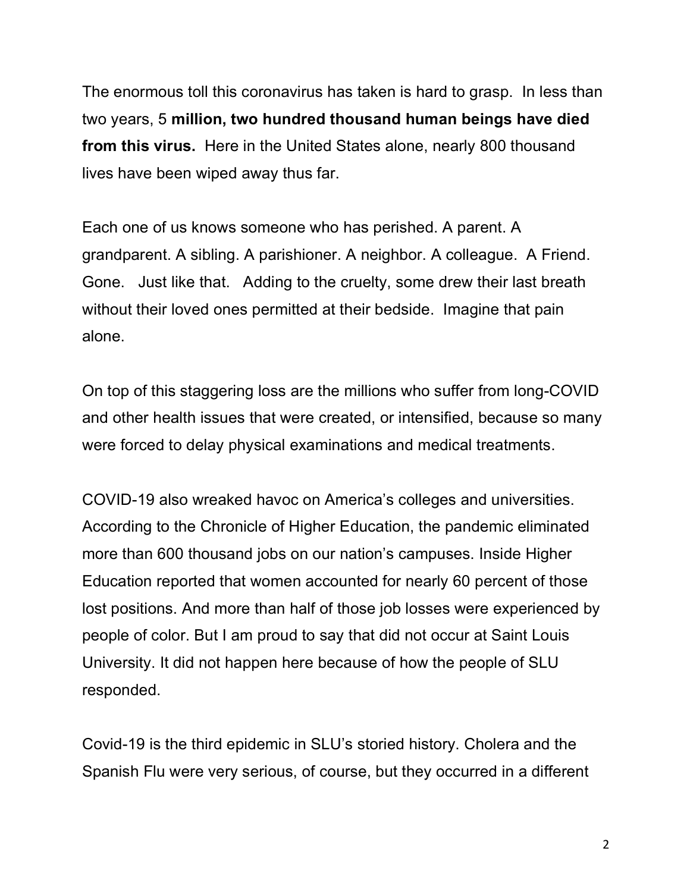The enormous toll this coronavirus has taken is hard to grasp. In less than two years, 5 **million, two hundred thousand human beings have died from this virus.** Here in the United States alone, nearly 800 thousand lives have been wiped away thus far.

Each one of us knows someone who has perished. A parent. A grandparent. A sibling. A parishioner. A neighbor. A colleague. A Friend. Gone. Just like that. Adding to the cruelty, some drew their last breath without their loved ones permitted at their bedside. Imagine that pain alone.

On top of this staggering loss are the millions who suffer from long-COVID and other health issues that were created, or intensified, because so many were forced to delay physical examinations and medical treatments.

COVID-19 also wreaked havoc on America's colleges and universities. According to the Chronicle of Higher Education, the pandemic eliminated more than 600 thousand jobs on our nation's campuses. Inside Higher Education reported that women accounted for nearly 60 percent of those lost positions. And more than half of those job losses were experienced by people of color. But I am proud to say that did not occur at Saint Louis University. It did not happen here because of how the people of SLU responded.

Covid-19 is the third epidemic in SLU's storied history. Cholera and the Spanish Flu were very serious, of course, but they occurred in a different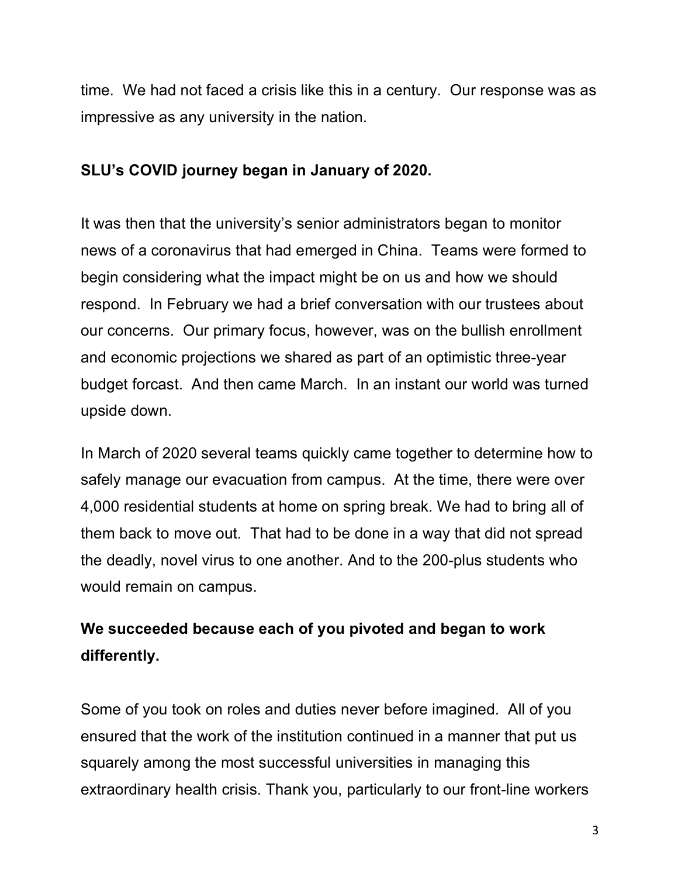time. We had not faced a crisis like this in a century. Our response was as impressive as any university in the nation.

**SLU's COVID journey began in January of 2020.**

It was then that the university's senior administrators began to monitor news of a coronavirus that had emerged in China. Teams were formed to begin considering what the impact might be on us and how we should respond. In February we had a brief conversation with our trustees about our concerns. Our primary focus, however, was on the bullish enrollment and economic projections we shared as part of an optimistic three-year budget forcast. And then came March. In an instant our world was turned upside down.

In March of 2020 several teams quickly came together to determine how to safely manage our evacuation from campus. At the time, there were over 4,000 residential students at home on spring break. We had to bring all of them back to move out. That had to be done in a way that did not spread the deadly, novel virus to one another. And to the 200-plus students who would remain on campus.

**We succeeded because each of you pivoted and began to work differently.**

Some of you took on roles and duties never before imagined. All of you ensured that the work of the institution continued in a manner that put us squarely among the most successful universities in managing this extraordinary health crisis. Thank you, particularly to our front-line workers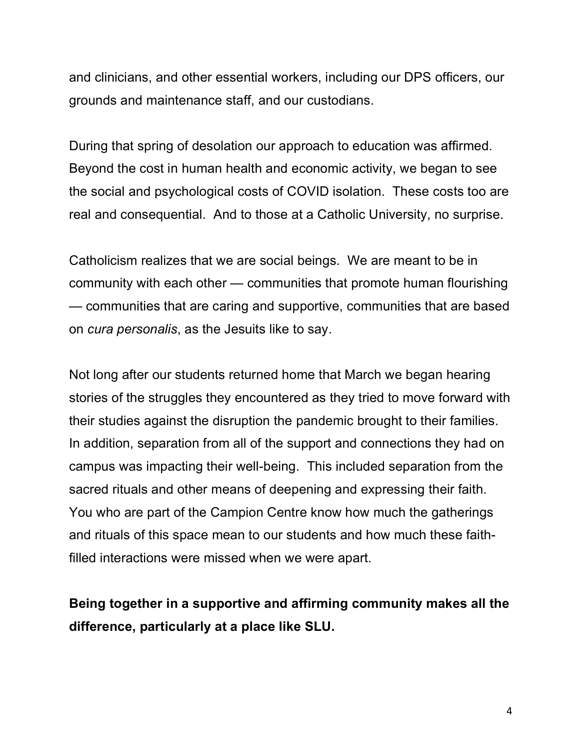and clinicians, and other essential workers, including our DPS officers, our grounds and maintenance staff, and our custodians.

During that spring of desolation our approach to education was affirmed. Beyond the cost in human health and economic activity, we began to see the social and psychological costs of COVID isolation. These costs too are real and consequential. And to those at a Catholic University, no surprise.

Catholicism realizes that we are social beings. We are meant to be in community with each other — communities that promote human flourishing — communities that are caring and supportive, communities that are based on *cura personalis*, as the Jesuits like to say.

Not long after our students returned home that March we began hearing stories of the struggles they encountered as they tried to move forward with their studies against the disruption the pandemic brought to their families. In addition, separation from all of the support and connections they had on campus was impacting their well-being. This included separation from the sacred rituals and other means of deepening and expressing their faith. You who are part of the Campion Centre know how much the gatherings and rituals of this space mean to our students and how much these faith-filled interactions were missed when we were apart.

**Being together in a supportive and affirming community makes all the difference, particularly at a place like SLU.**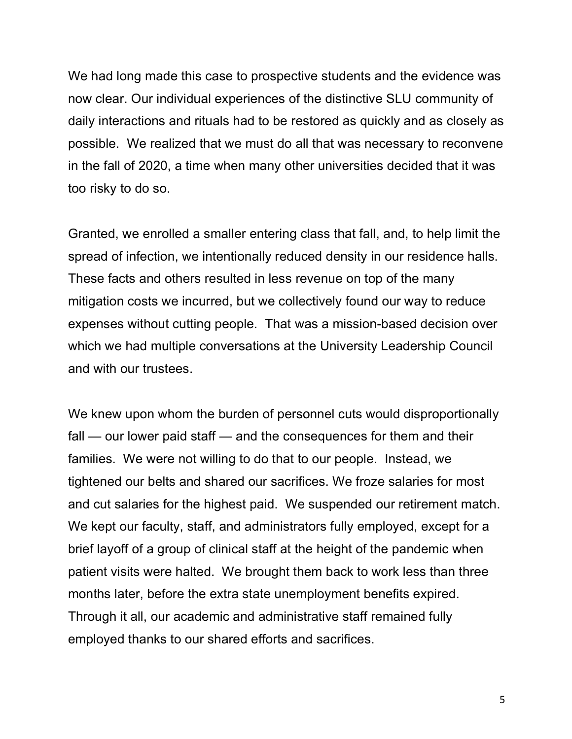We had long made this case to prospective students and the evidence was now clear. Our individual experiences of the distinctive SLU community of daily interactions and rituals had to be restored as quickly and as closely as possible. We realized that we must do all that was necessary to reconvene in the fall of 2020, a time when many other universities decided that it was too risky to do so.

Granted, we enrolled a smaller entering class that fall, and, to help limit the spread of infection, we intentionally reduced density in our residence halls. These facts and others resulted in less revenue on top of the many mitigation costs we incurred, but we collectively found our way to reduce expenses without cutting people. That was a mission-based decision over which we had multiple conversations at the University Leadership Council and with our trustees.

We knew upon whom the burden of personnel cuts would disproportionally fall — our lower paid staff — and the consequences for them and their families. We were not willing to do that to our people. Instead, we tightened our belts and shared our sacrifices. We froze salaries for most and cut salaries for the highest paid. We suspended our retirement match. We kept our faculty, staff, and administrators fully employed, except for a brief layoff of a group of clinical staff at the height of the pandemic when patient visits were halted. We brought them back to work less than three months later, before the extra state unemployment benefits expired. Through it all, our academic and administrative staff remained fully employed thanks to our shared efforts and sacrifices.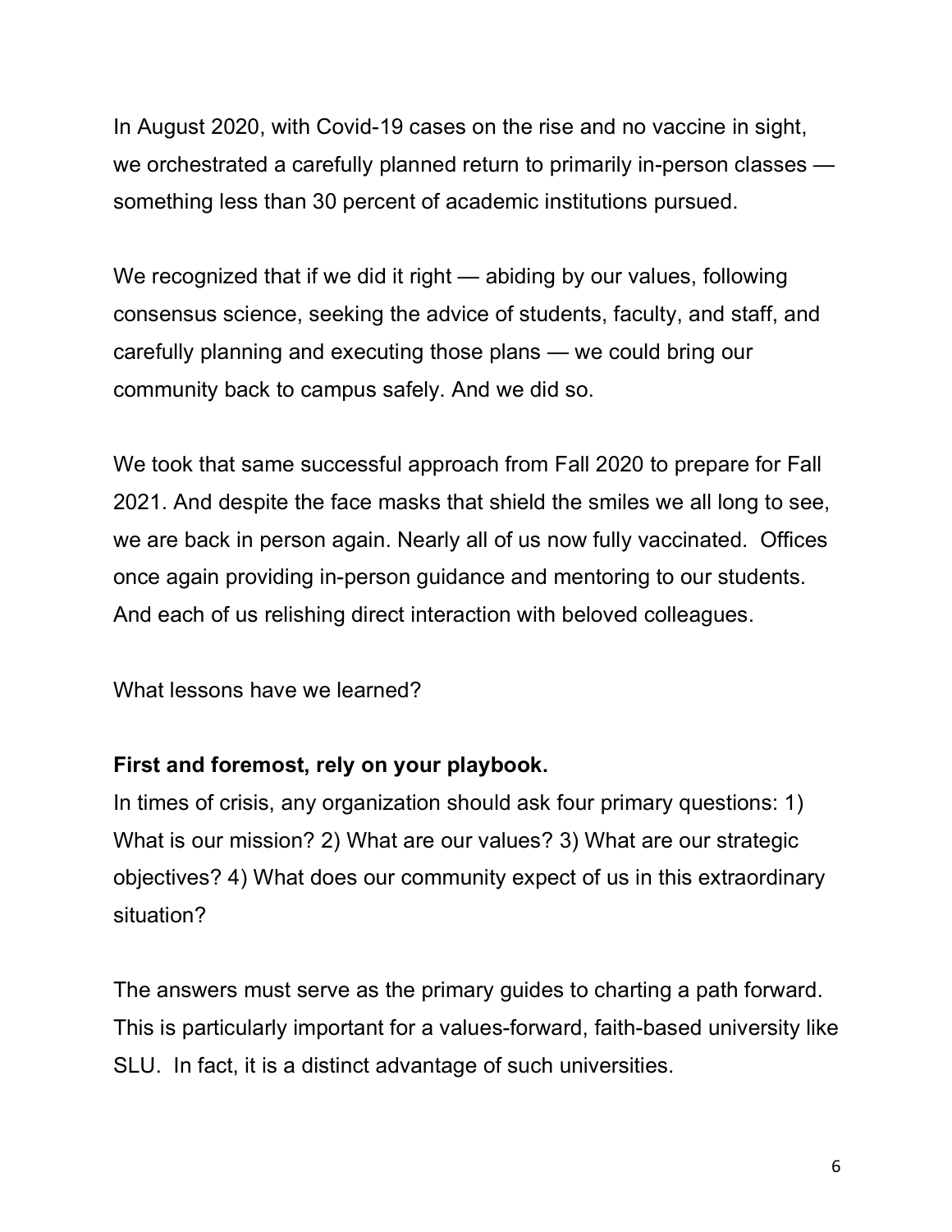In August 2020, with Covid-19 cases on the rise and no vaccine in sight, we orchestrated a carefully planned return to primarily in-person classes — something less than 30 percent of academic institutions pursued.

We recognized that if we did it right — abiding by our values, following consensus science, seeking the advice of students, faculty, and staff, and carefully planning and executing those plans — we could bring our community back to campus safely. And we did so.

We took that same successful approach from Fall 2020 to prepare for Fall 2021. And despite the face masks that shield the smiles we all long to see, we are back in person again. Nearly all of us now fully vaccinated. Offices once again providing in-person guidance and mentoring to our students. And each of us relishing direct interaction with beloved colleagues.

What lessons have we learned?

**First and foremost, rely on your playbook.**

In times of crisis, any organization should ask four primary questions: 1) What is our mission? 2) What are our values? 3) What are our strategic objectives? 4) What does our community expect of us in this extraordinary situation?

The answers must serve as the primary guides to charting a path forward. This is particularly important for a values-forward, faith-based university like SLU. In fact, it is a distinct advantage of such universities.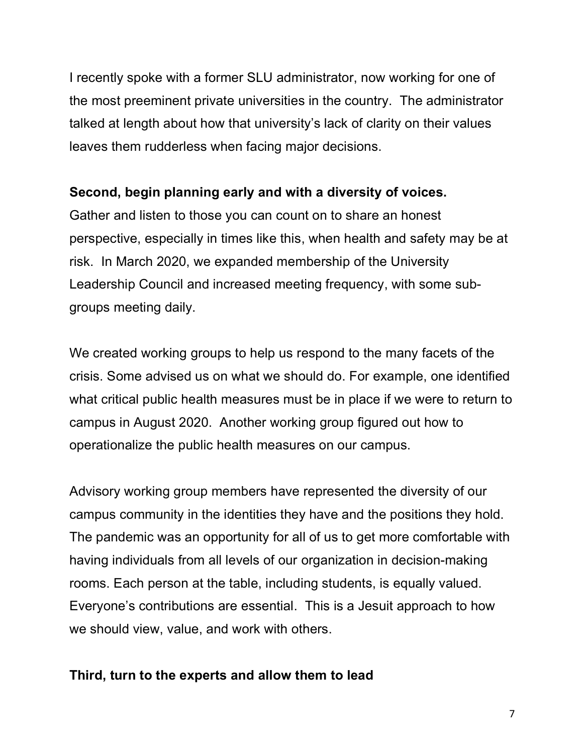I recently spoke with a former SLU administrator, now working for one of the most preeminent private universities in the country. The administrator talked at length about how that university's lack of clarity on their values leaves them rudderless when facing major decisions.

**Second, begin planning early and with a diversity of voices.**

Gather and listen to those you can count on to share an honest perspective, especially in times like this, when health and safety may be at risk. In March 2020, we expanded membership of the University Leadership Council and increased meeting frequency, with some sub-groups meeting daily.

We created working groups to help us respond to the many facets of the crisis. Some advised us on what we should do. For example, one identified what critical public health measures must be in place if we were to return to campus in August 2020. Another working group figured out how to operationalize the public health measures on our campus.

Advisory working group members have represented the diversity of our campus community in the identities they have and the positions they hold. The pandemic was an opportunity for all of us to get more comfortable with having individuals from all levels of our organization in decision-making rooms. Each person at the table, including students, is equally valued. Everyone's contributions are essential. This is a Jesuit approach to how we should view, value, and work with others.

**Third, turn to the experts and allow them to lead**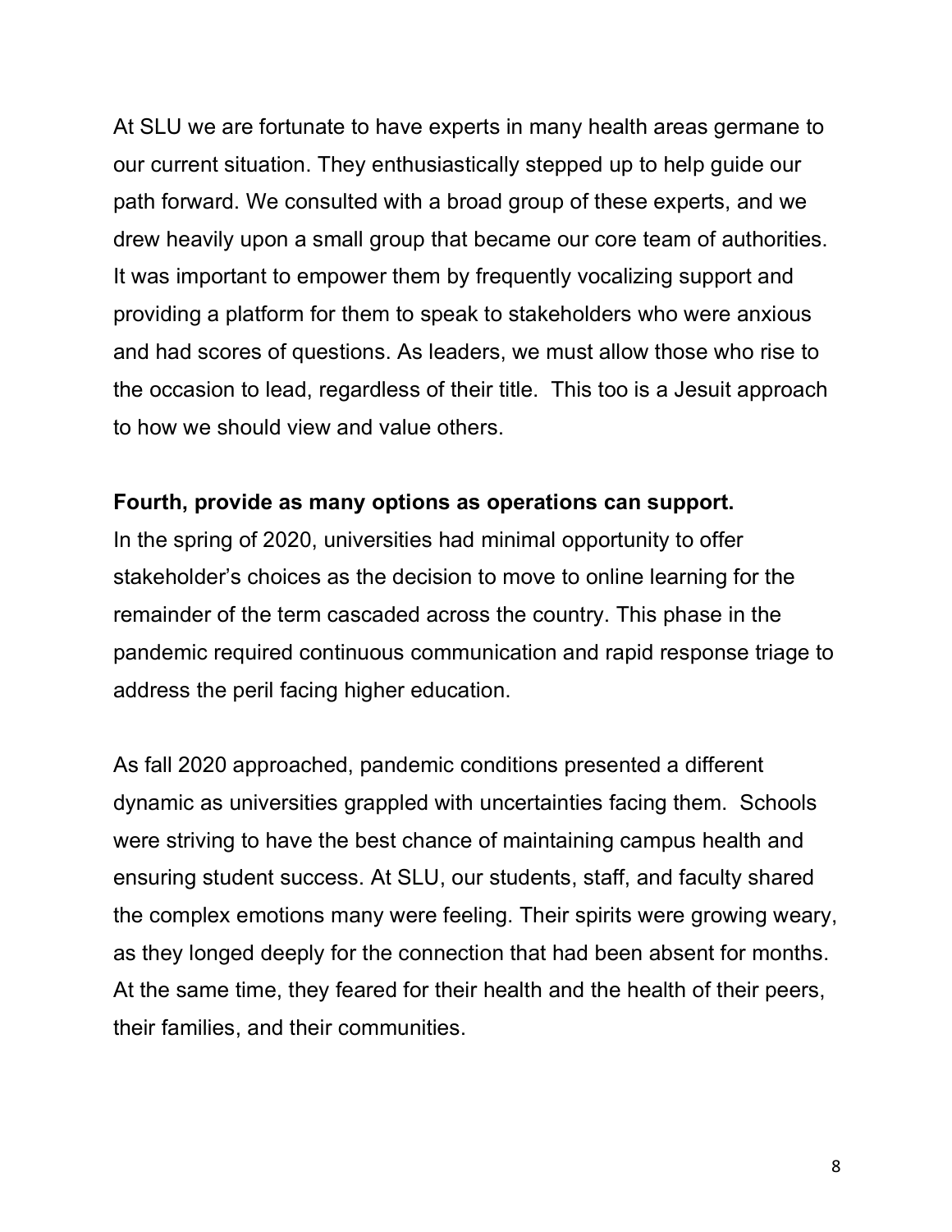At SLU we are fortunate to have experts in many health areas germane to our current situation. They enthusiastically stepped up to help guide our path forward. We consulted with a broad group of these experts, and we drew heavily upon a small group that became our core team of authorities. It was important to empower them by frequently vocalizing support and providing a platform for them to speak to stakeholders who were anxious and had scores of questions. As leaders, we must allow those who rise to the occasion to lead, regardless of their title.  This too is a Jesuit approach to how we should view and value others.

**Fourth, provide as many options as operations can support.**

In the spring of 2020, universities had minimal opportunity to offer stakeholder's choices as the decision to move to online learning for the remainder of the term cascaded across the country. This phase in the pandemic required continuous communication and rapid response triage to address the peril facing higher education.

As fall 2020 approached, pandemic conditions presented a different dynamic as universities grappled with uncertainties facing them.  Schools were striving to have the best chance of maintaining campus health and ensuring student success. At SLU, our students, staff, and faculty shared the complex emotions many were feeling. Their spirits were growing weary, as they longed deeply for the connection that had been absent for months. At the same time, they feared for their health and the health of their peers, their families, and their communities.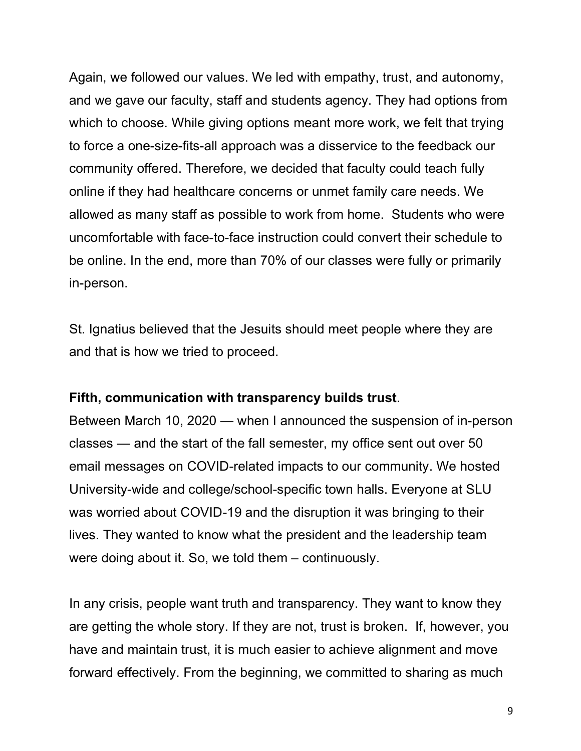Again, we followed our values. We led with empathy, trust, and autonomy, and we gave our faculty, staff and students agency. They had options from which to choose. While giving options meant more work, we felt that trying to force a one-size-fits-all approach was a disservice to the feedback our community offered. Therefore, we decided that faculty could teach fully online if they had healthcare concerns or unmet family care needs. We allowed as many staff as possible to work from home. Students who were uncomfortable with face-to-face instruction could convert their schedule to be online. In the end, more than 70% of our classes were fully or primarily in-person.

St. Ignatius believed that the Jesuits should meet people where they are and that is how we tried to proceed.

**Fifth, communication with transparency builds trust**.

Between March 10, 2020 — when I announced the suspension of in-person classes — and the start of the fall semester, my office sent out over 50 email messages on COVID-related impacts to our community. We hosted University-wide and college/school-specific town halls. Everyone at SLU was worried about COVID-19 and the disruption it was bringing to their lives. They wanted to know what the president and the leadership team were doing about it. So, we told them – continuously.

In any crisis, people want truth and transparency. They want to know they are getting the whole story. If they are not, trust is broken. If, however, you have and maintain trust, it is much easier to achieve alignment and move forward effectively. From the beginning, we committed to sharing as much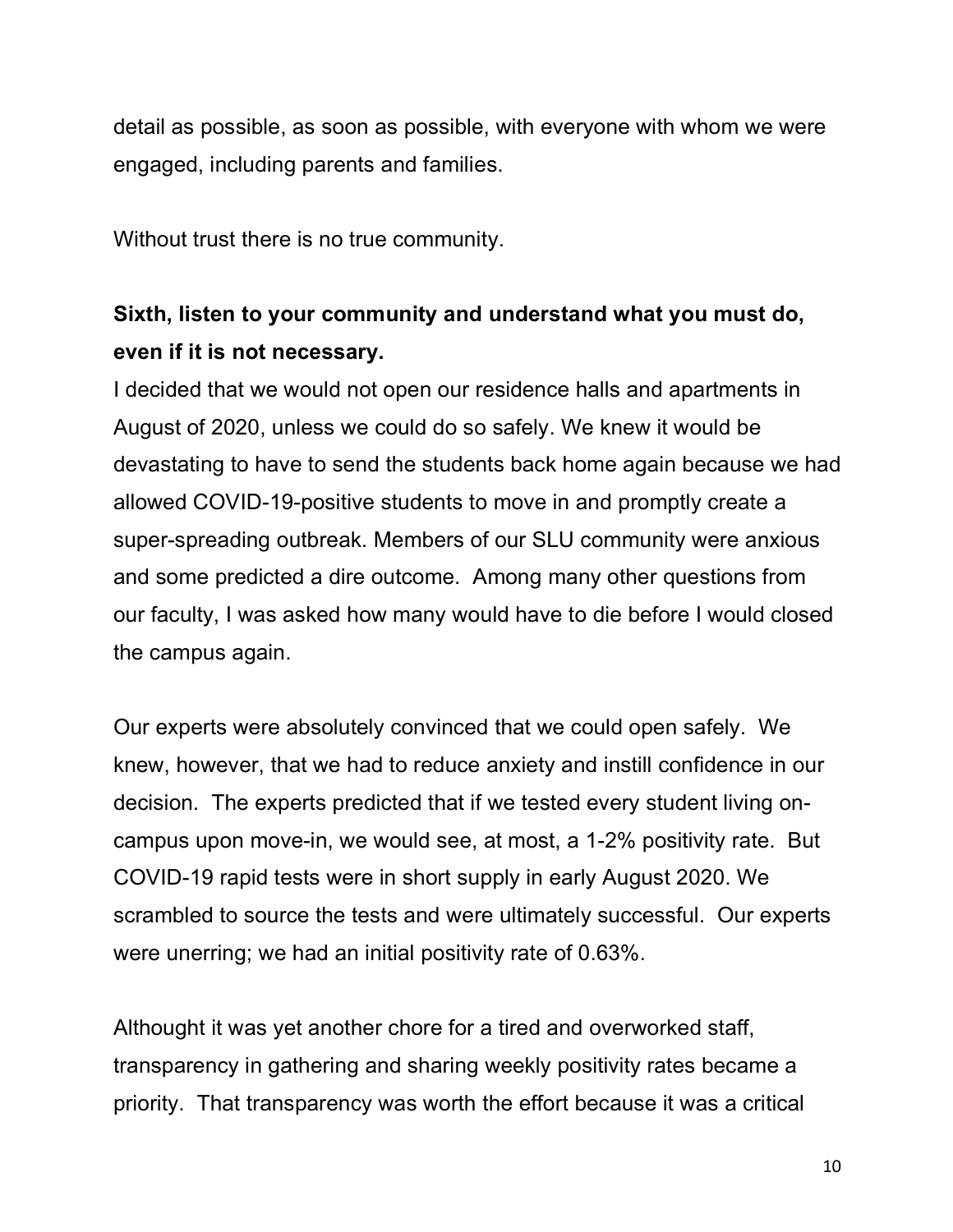detail as possible, as soon as possible, with everyone with whom we were engaged, including parents and families.

Without trust there is no true community.

**Sixth, listen to your community and understand what you must do, even if it is not necessary.**

I decided that we would not open our residence halls and apartments in August of 2020, unless we could do so safely. We knew it would be devastating to have to send the students back home again because we had allowed COVID-19-positive students to move in and promptly create a super-spreading outbreak. Members of our SLU community were anxious and some predicted a dire outcome. Among many other questions from our faculty, I was asked how many would have to die before I would closed the campus again.

Our experts were absolutely convinced that we could open safely. We knew, however, that we had to reduce anxiety and instill confidence in our decision. The experts predicted that if we tested every student living on-campus upon move-in, we would see, at most, a 1-2% positivity rate. But COVID-19 rapid tests were in short supply in early August 2020. We scrambled to source the tests and were ultimately successful. Our experts were unerring; we had an initial positivity rate of 0.63%.

Althought it was yet another chore for a tired and overworked staff, transparency in gathering and sharing weekly positivity rates became a priority. That transparency was worth the effort because it was a critical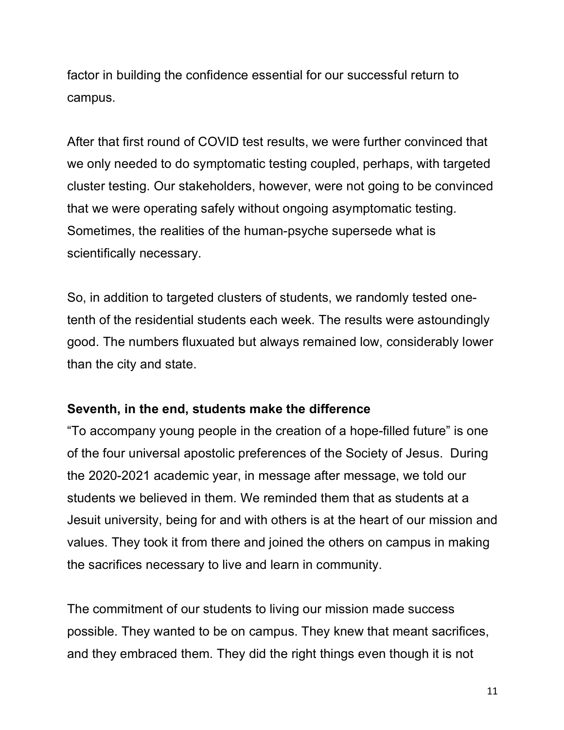factor in building the confidence essential for our successful return to campus.

After that first round of COVID test results, we were further convinced that we only needed to do symptomatic testing coupled, perhaps, with targeted cluster testing. Our stakeholders, however, were not going to be convinced that we were operating safely without ongoing asymptomatic testing. Sometimes, the realities of the human-psyche supersede what is scientifically necessary.

So, in addition to targeted clusters of students, we randomly tested one-tenth of the residential students each week. The results were astoundingly good. The numbers fluxuated but always remained low, considerably lower than the city and state.

**Seventh, in the end, students make the difference**

"To accompany young people in the creation of a hope-filled future" is one of the four universal apostolic preferences of the Society of Jesus. During the 2020-2021 academic year, in message after message, we told our students we believed in them. We reminded them that as students at a Jesuit university, being for and with others is at the heart of our mission and values. They took it from there and joined the others on campus in making the sacrifices necessary to live and learn in community.

The commitment of our students to living our mission made success possible. They wanted to be on campus. They knew that meant sacrifices, and they embraced them. They did the right things even though it is not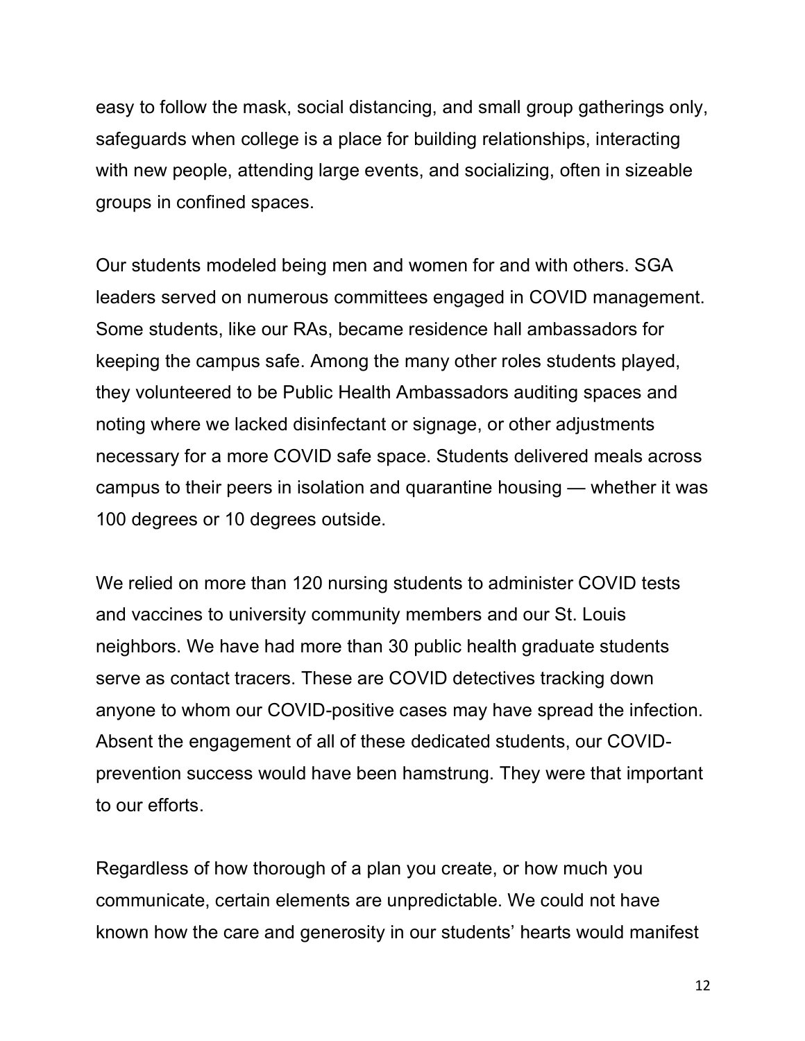easy to follow the mask, social distancing, and small group gatherings only, safeguards when college is a place for building relationships, interacting with new people, attending large events, and socializing, often in sizeable groups in confined spaces.

Our students modeled being men and women for and with others. SGA leaders served on numerous committees engaged in COVID management. Some students, like our RAs, became residence hall ambassadors for keeping the campus safe. Among the many other roles students played, they volunteered to be Public Health Ambassadors auditing spaces and noting where we lacked disinfectant or signage, or other adjustments necessary for a more COVID safe space. Students delivered meals across campus to their peers in isolation and quarantine housing — whether it was 100 degrees or 10 degrees outside.

We relied on more than 120 nursing students to administer COVID tests and vaccines to university community members and our St. Louis neighbors. We have had more than 30 public health graduate students serve as contact tracers. These are COVID detectives tracking down anyone to whom our COVID-positive cases may have spread the infection. Absent the engagement of all of these dedicated students, our COVID-prevention success would have been hamstrung. They were that important to our efforts.

Regardless of how thorough of a plan you create, or how much you communicate, certain elements are unpredictable. We could not have known how the care and generosity in our students' hearts would manifest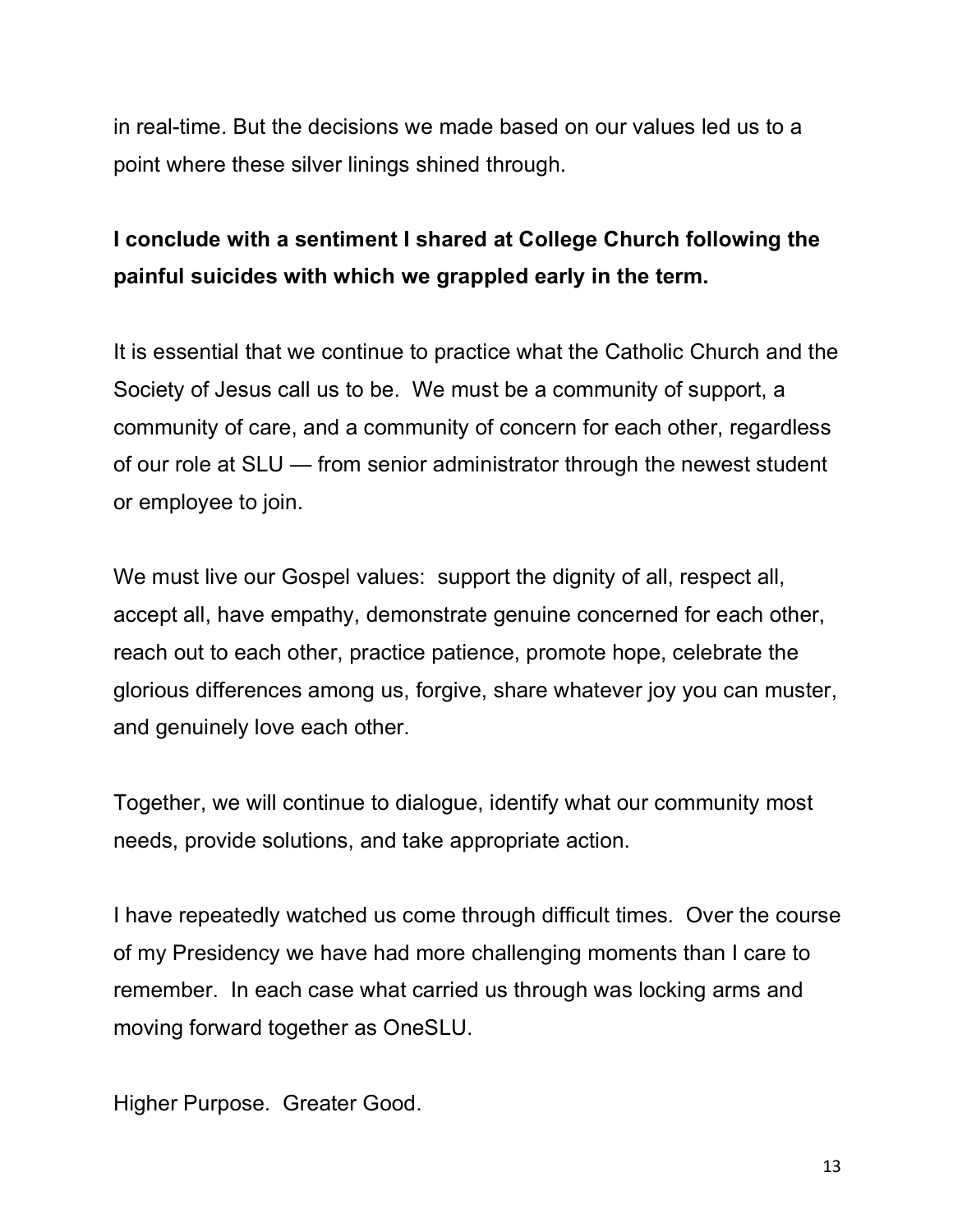in real-time. But the decisions we made based on our values led us to a point where these silver linings shined through.

**I conclude with a sentiment I shared at College Church following the painful suicides with which we grappled early in the term.**

It is essential that we continue to practice what the Catholic Church and the Society of Jesus call us to be. We must be a community of support, a community of care, and a community of concern for each other, regardless of our role at SLU — from senior administrator through the newest student or employee to join.

We must live our Gospel values: support the dignity of all, respect all, accept all, have empathy, demonstrate genuine concerned for each other, reach out to each other, practice patience, promote hope, celebrate the glorious differences among us, forgive, share whatever joy you can muster, and genuinely love each other.

Together, we will continue to dialogue, identify what our community most needs, provide solutions, and take appropriate action.

I have repeatedly watched us come through difficult times. Over the course of my Presidency we have had more challenging moments than I care to remember. In each case what carried us through was locking arms and moving forward together as OneSLU.

Higher Purpose. Greater Good.